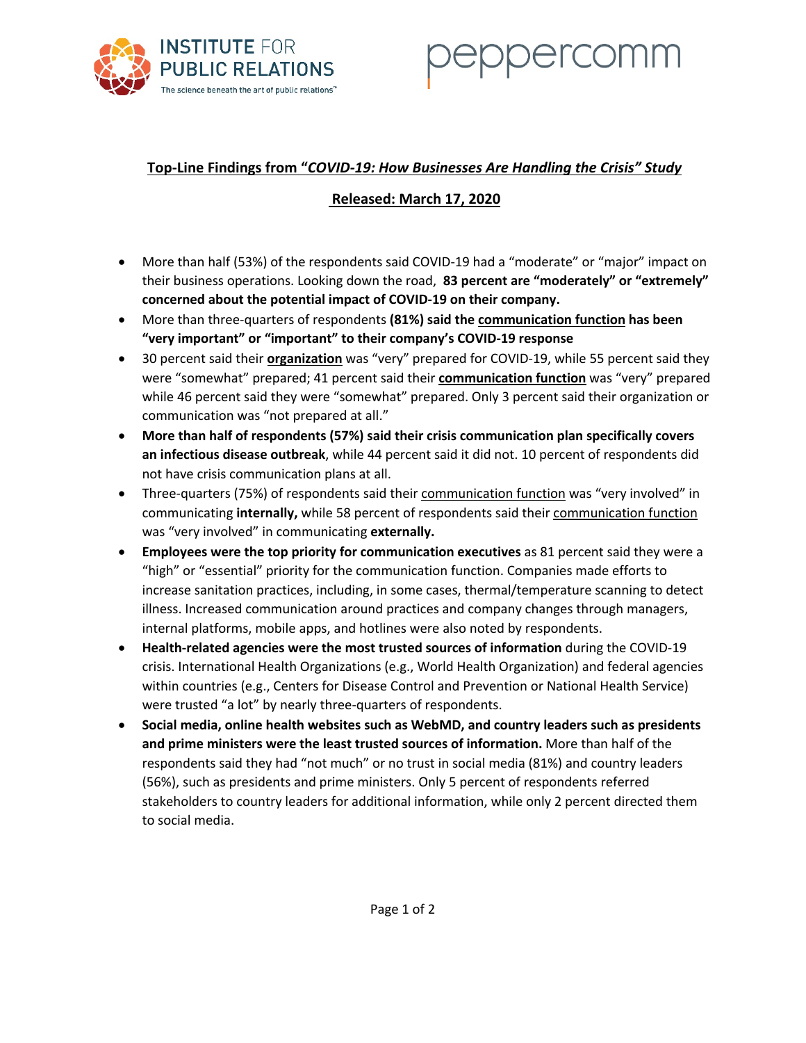## Top-Line Findings from "*COVID-19: How Businesses Are Handling the Crisis" Study*

## Released: March 17, 2020

- More than half (53%) of the respondents said COVID-19 had a "moderate" or "major" impact on their business operations. Looking down the road, **83 percent are "moderately" or "extremely" concerned about the potential impact of COVID-19 on their company.**
- More than three-quarters of respondents **(81%) said the communication function has been "very important" or "important" to their company's COVID-19 response**
- 30 percent said their **organization** was "very" prepared for COVID-19, while 55 percent said they were "somewhat" prepared; 41 percent said their **communication function** was "very" prepared while 46 percent said they were "somewhat" prepared. Only 3 percent said their organization or communication was "not prepared at all."
- **More than half of respondents (57%) said their crisis communication plan specifically covers an infectious disease outbreak**, while 44 percent said it did not. 10 percent of respondents did not have crisis communication plans at all.
- Three-quarters (75%) of respondents said their communication function was "very involved" in communicating **internally,** while 58 percent of respondents said their communication function was "very involved" in communicating **externally.**
- **Employees were the top priority for communication executives** as 81 percent said they were a "high" or "essential" priority for the communication function. Companies made efforts to increase sanitation practices, including, in some cases, thermal/temperature scanning to detect illness. Increased communication around practices and company changes through managers, internal platforms, mobile apps, and hotlines were also noted by respondents.
- **Health-related agencies were the most trusted sources of information** during the COVID-19 crisis. International Health Organizations (e.g., World Health Organization) and federal agencies within countries (e.g., Centers for Disease Control and Prevention or National Health Service) were trusted "a lot" by nearly three-quarters of respondents.
- **Social media, online health websites such as WebMD, and country leaders such as presidents and prime ministers were the least trusted sources of information.** More than half of the respondents said they had "not much" or no trust in social media (81%) and country leaders (56%), such as presidents and prime ministers. Only 5 percent of respondents referred stakeholders to country leaders for additional information, while only 2 percent directed them to social media.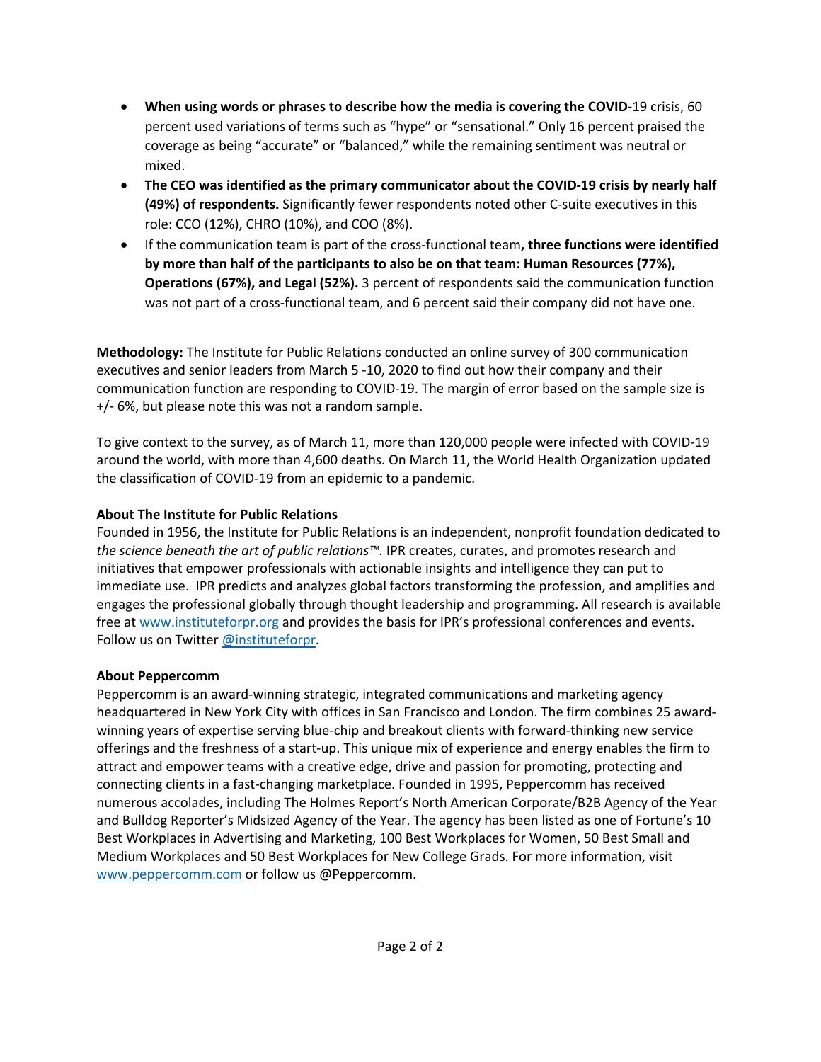- **When using words or phrases to describe how the media is covering the COVID-**19 crisis, 60 percent used variations of terms such as "hype" or "sensational." Only 16 percent praised the coverage as being "accurate" or "balanced," while the remaining sentiment was neutral or mixed.
- **The CEO was identified as the primary communicator about the COVID-19 crisis by nearly half (49%) of respondents.** Significantly fewer respondents noted other C-suite executives in this role: CCO (12%), CHRO (10%), and COO (8%).
- If the communication team is part of the cross-functional team**, three functions were identified by more than half of the participants to also be on that team: Human Resources (77%), Operations (67%), and Legal (52%).** 3 percent of respondents said the communication function was not part of a cross-functional team, and 6 percent said their company did not have one.

**Methodology:** The Institute for Public Relations conducted an online survey of 300 communication executives and senior leaders from March 5 -10, 2020 to find out how their company and their communication function are responding to COVID-19. The margin of error based on the sample size is +/- 6%, but please note this was not a random sample.

To give context to the survey, as of March 11, more than 120,000 people were infected with COVID-19 around the world, with more than 4,600 deaths. On March 11, the World Health Organization updated the classification of COVID-19 from an epidemic to a pandemic.

**About The Institute for Public Relations**
Founded in 1956, the Institute for Public Relations is an independent, nonprofit foundation dedicated to *the science beneath the art of public relations™.* IPR creates, curates, and promotes research and initiatives that empower professionals with actionable insights and intelligence they can put to immediate use. IPR predicts and analyzes global factors transforming the profession, and amplifies and engages the professional globally through thought leadership and programming. All research is available free at www.instituteforpr.org and provides the basis for IPR's professional conferences and events. Follow us on Twitter @instituteforpr.

**About Peppercomm**
Peppercomm is an award-winning strategic, integrated communications and marketing agency headquartered in New York City with offices in San Francisco and London. The firm combines 25 award-winning years of expertise serving blue-chip and breakout clients with forward-thinking new service offerings and the freshness of a start-up. This unique mix of experience and energy enables the firm to attract and empower teams with a creative edge, drive and passion for promoting, protecting and connecting clients in a fast-changing marketplace. Founded in 1995, Peppercomm has received numerous accolades, including The Holmes Report's North American Corporate/B2B Agency of the Year and Bulldog Reporter's Midsized Agency of the Year. The agency has been listed as one of Fortune's 10 Best Workplaces in Advertising and Marketing, 100 Best Workplaces for Women, 50 Best Small and Medium Workplaces and 50 Best Workplaces for New College Grads. For more information, visit www.peppercomm.com or follow us @Peppercomm.